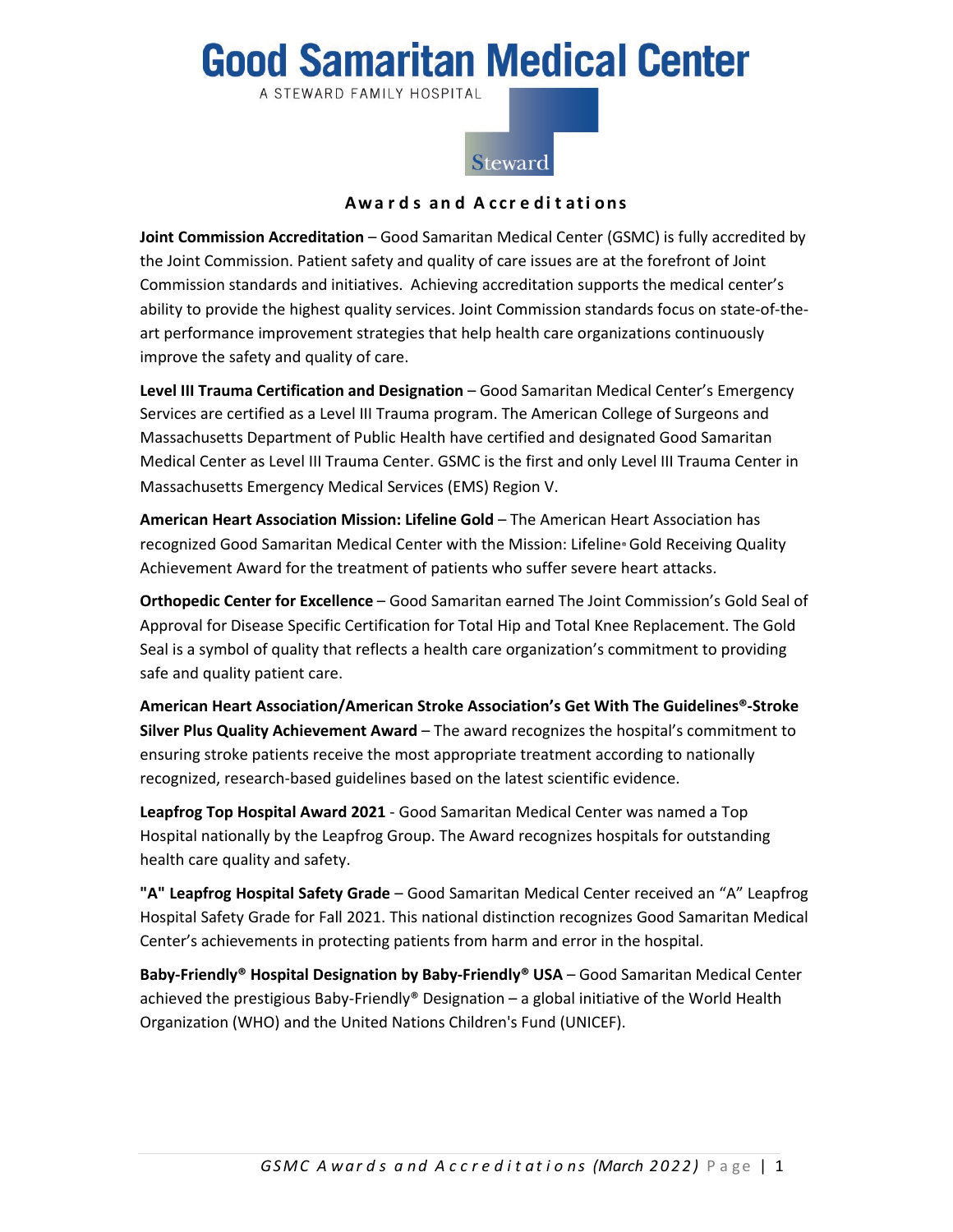# Good Samaritan Medical Center

A STEWARD FAMILY HOSPITAL

Steward

## Awards and Accreditations

**Joint Commission Accreditation** – Good Samaritan Medical Center (GSMC) is fully accredited by the Joint Commission. Patient safety and quality of care issues are at the forefront of Joint Commission standards and initiatives. Achieving accreditation supports the medical center's ability to provide the highest quality services. Joint Commission standards focus on state-of-the-art performance improvement strategies that help health care organizations continuously improve the safety and quality of care.

**Level III Trauma Certification and Designation** – Good Samaritan Medical Center's Emergency Services are certified as a Level III Trauma program. The American College of Surgeons and Massachusetts Department of Public Health have certified and designated Good Samaritan Medical Center as Level III Trauma Center. GSMC is the first and only Level III Trauma Center in Massachusetts Emergency Medical Services (EMS) Region V.

**American Heart Association Mission: Lifeline Gold** – The American Heart Association has recognized Good Samaritan Medical Center with the Mission: Lifeline® Gold Receiving Quality Achievement Award for the treatment of patients who suffer severe heart attacks.

**Orthopedic Center for Excellence** – Good Samaritan earned The Joint Commission's Gold Seal of Approval for Disease Specific Certification for Total Hip and Total Knee Replacement. The Gold Seal is a symbol of quality that reflects a health care organization's commitment to providing safe and quality patient care.

**American Heart Association/American Stroke Association's Get With The Guidelines®-Stroke Silver Plus Quality Achievement Award** – The award recognizes the hospital's commitment to ensuring stroke patients receive the most appropriate treatment according to nationally recognized, research-based guidelines based on the latest scientific evidence.

**Leapfrog Top Hospital Award 2021** - Good Samaritan Medical Center was named a Top Hospital nationally by the Leapfrog Group. The Award recognizes hospitals for outstanding health care quality and safety.

**"A" Leapfrog Hospital Safety Grade** – Good Samaritan Medical Center received an "A" Leapfrog Hospital Safety Grade for Fall 2021. This national distinction recognizes Good Samaritan Medical Center's achievements in protecting patients from harm and error in the hospital.

**Baby-Friendly® Hospital Designation by Baby-Friendly® USA** – Good Samaritan Medical Center achieved the prestigious Baby-Friendly® Designation – a global initiative of the World Health Organization (WHO) and the United Nations Children's Fund (UNICEF).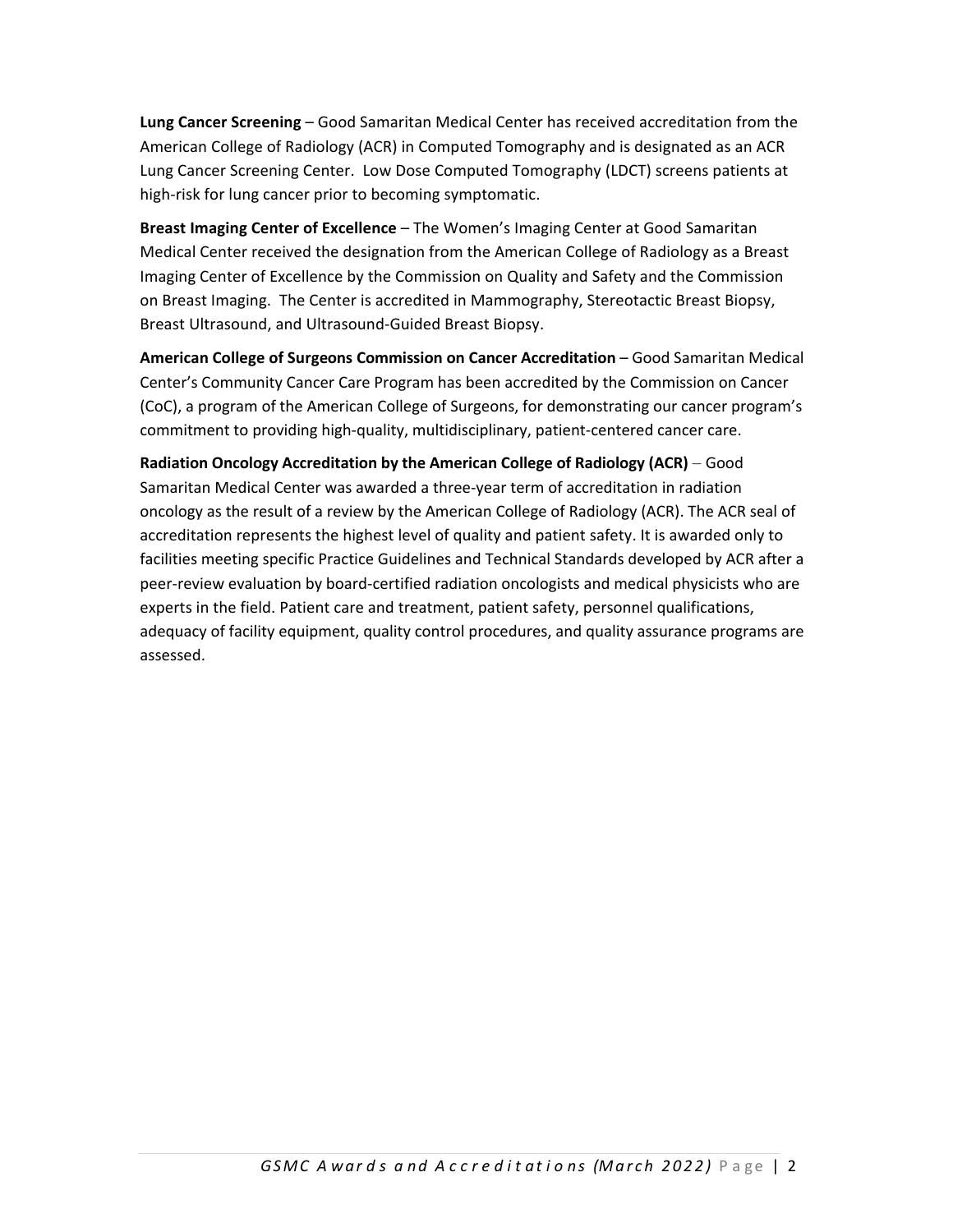**Lung Cancer Screening** – Good Samaritan Medical Center has received accreditation from the American College of Radiology (ACR) in Computed Tomography and is designated as an ACR Lung Cancer Screening Center. Low Dose Computed Tomography (LDCT) screens patients at high-risk for lung cancer prior to becoming symptomatic.

**Breast Imaging Center of Excellence** – The Women's Imaging Center at Good Samaritan Medical Center received the designation from the American College of Radiology as a Breast Imaging Center of Excellence by the Commission on Quality and Safety and the Commission on Breast Imaging. The Center is accredited in Mammography, Stereotactic Breast Biopsy, Breast Ultrasound, and Ultrasound-Guided Breast Biopsy.

**American College of Surgeons Commission on Cancer Accreditation** – Good Samaritan Medical Center's Community Cancer Care Program has been accredited by the Commission on Cancer (CoC), a program of the American College of Surgeons, for demonstrating our cancer program's commitment to providing high-quality, multidisciplinary, patient-centered cancer care.

**Radiation Oncology Accreditation by the American College of Radiology (ACR)** – Good Samaritan Medical Center was awarded a three-year term of accreditation in radiation oncology as the result of a review by the American College of Radiology (ACR). The ACR seal of accreditation represents the highest level of quality and patient safety. It is awarded only to facilities meeting specific Practice Guidelines and Technical Standards developed by ACR after a peer-review evaluation by board-certified radiation oncologists and medical physicists who are experts in the field. Patient care and treatment, patient safety, personnel qualifications, adequacy of facility equipment, quality control procedures, and quality assurance programs are assessed.